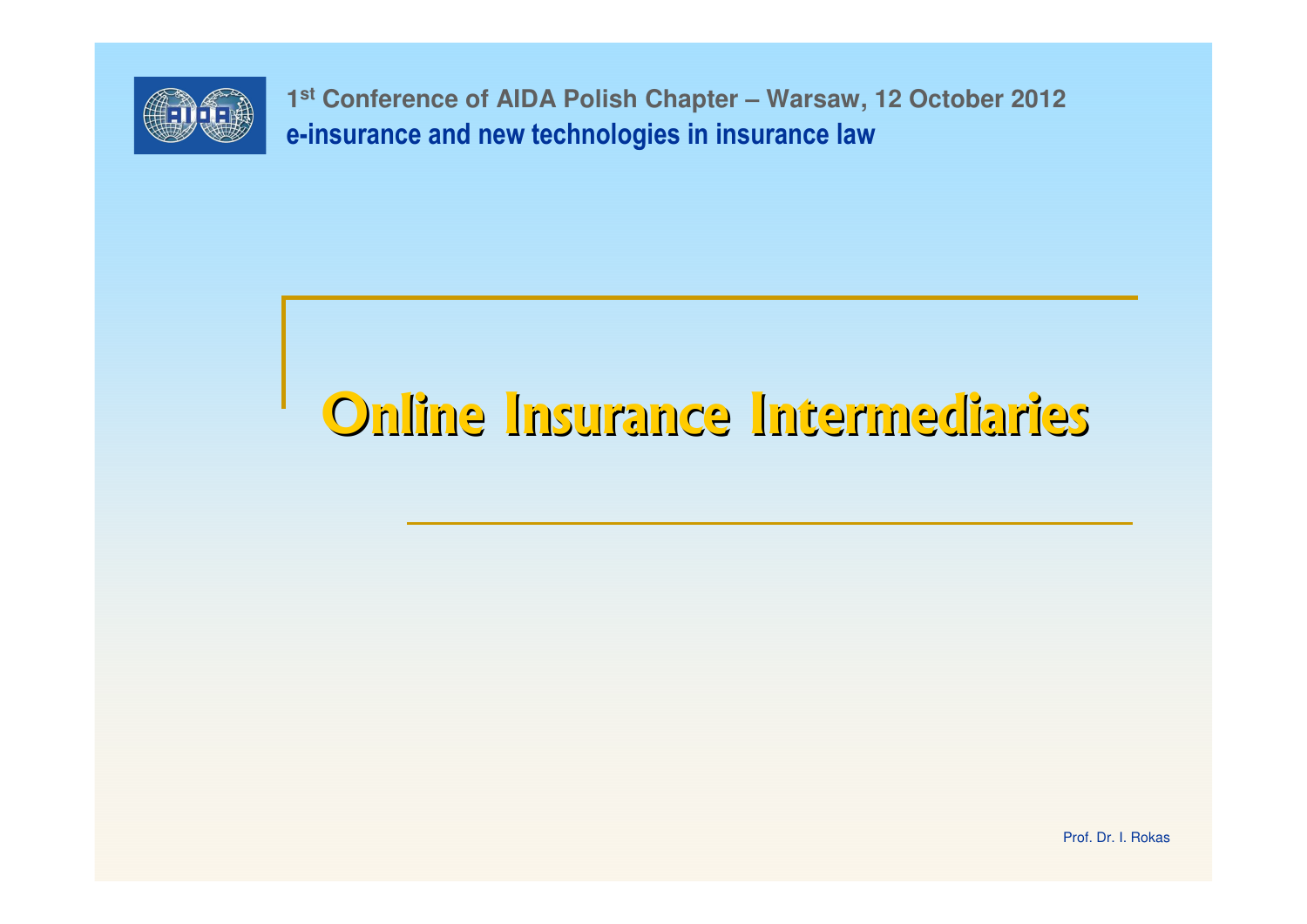1st Conference of AIDA Polish Chapter – Warsaw, 12 October 2012

e-insurance and new technologies in insurance law

# Online Insurance Intermediaries

Prof. Dr. I. Rokas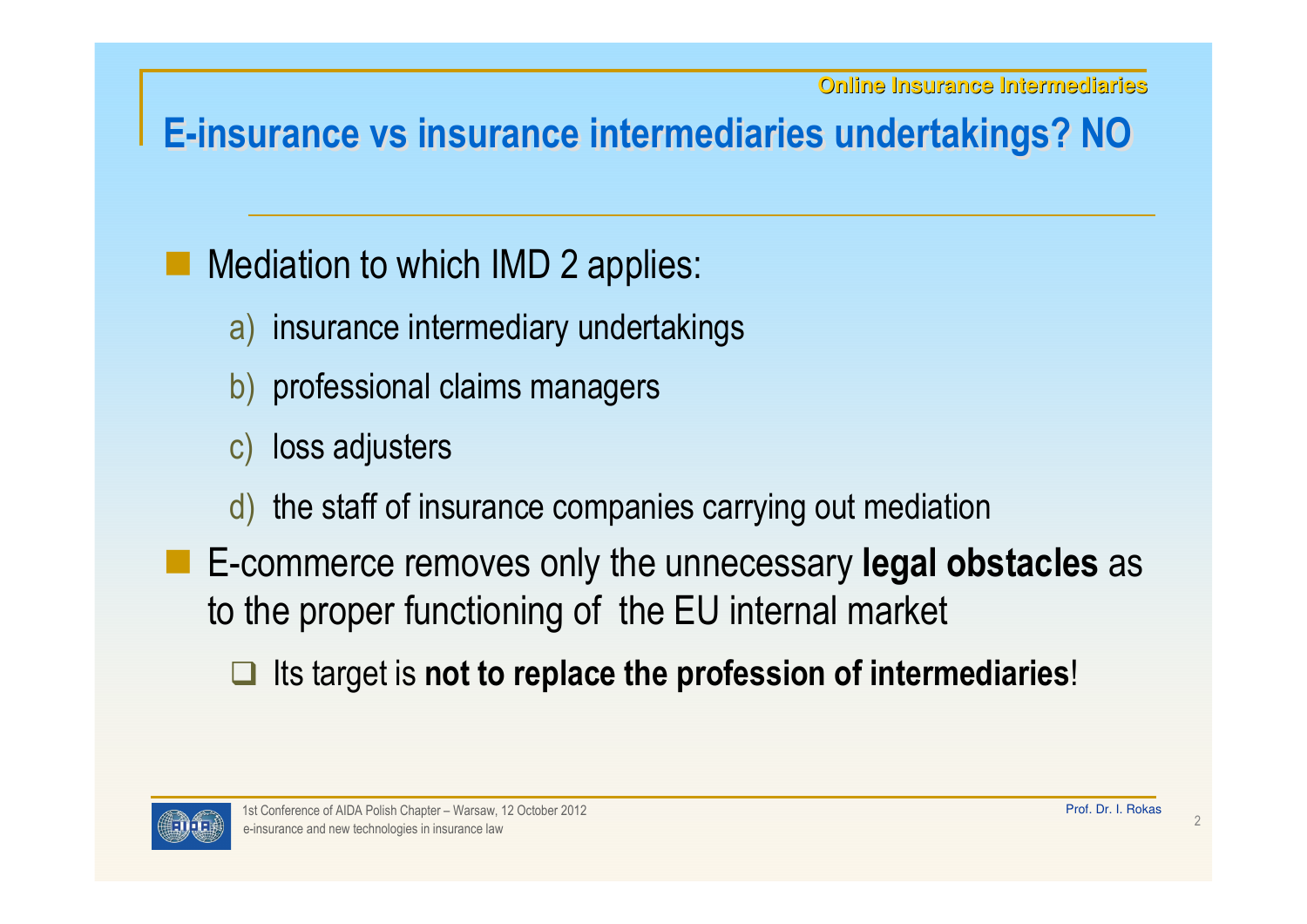## E-insurance vs insurance intermediaries undertakings? NO

- Mediation to which IMD 2 applies:
  a) insurance intermediary undertakings
  b) professional claims managers
  c) loss adjusters
  d) the staff of insurance companies carrying out mediation
- E-commerce removes only the unnecessary **legal obstacles** as to the proper functioning of the EU internal market
  - Its target is **not to replace the profession of intermediaries**!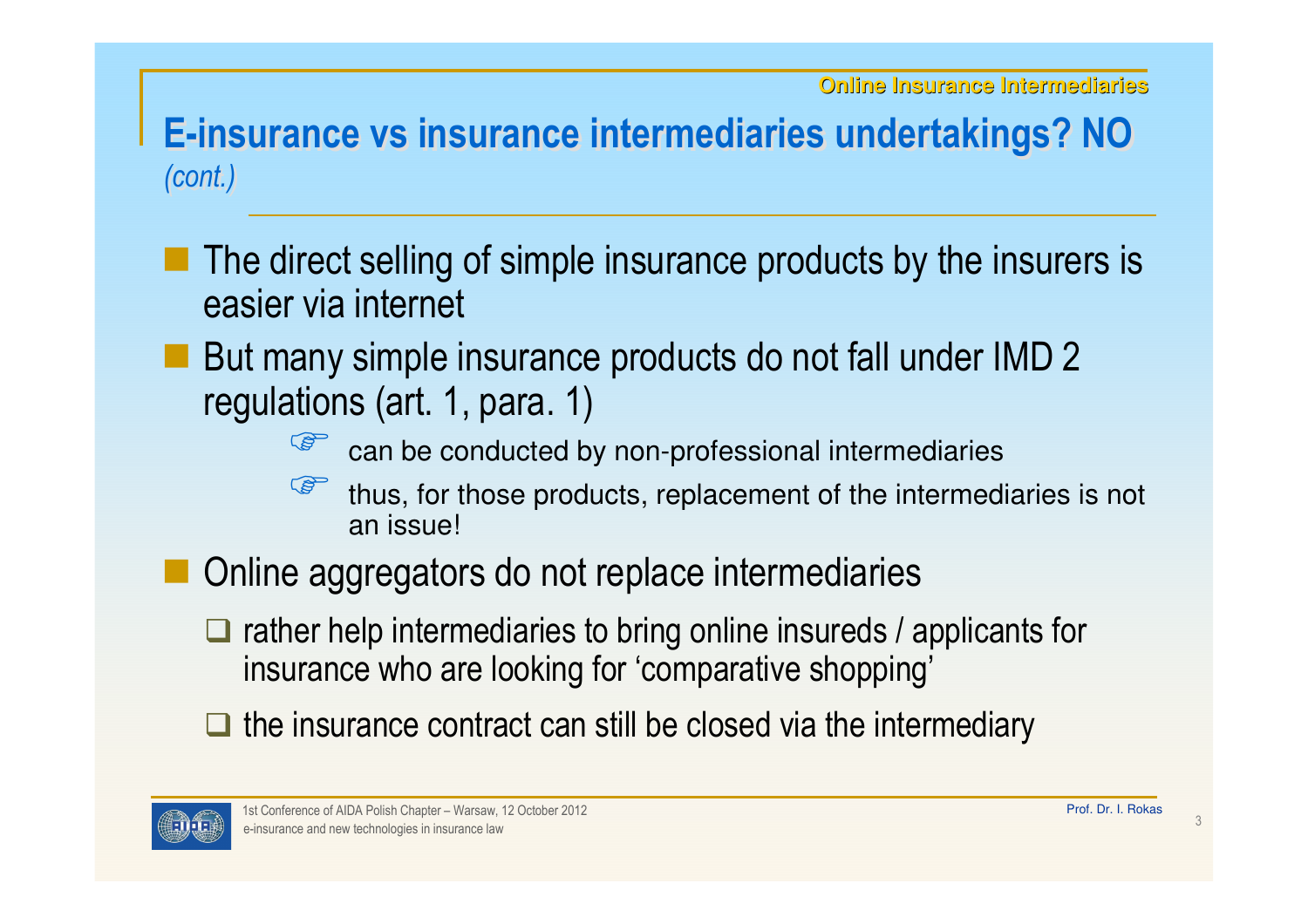## E-insurance vs insurance intermediaries undertakings? NO *(cont.)*

- The direct selling of simple insurance products by the insurers is easier via internet
- But many simple insurance products do not fall under IMD 2 regulations (art. 1, para. 1)
  - ☞ can be conducted by non-professional intermediaries
  - ☞ thus, for those products, replacement of the intermediaries is not an issue!
- Online aggregators do not replace intermediaries
  - ❑ rather help intermediaries to bring online insureds / applicants for insurance who are looking for 'comparative shopping'
  - ❑ the insurance contract can still be closed via the intermediary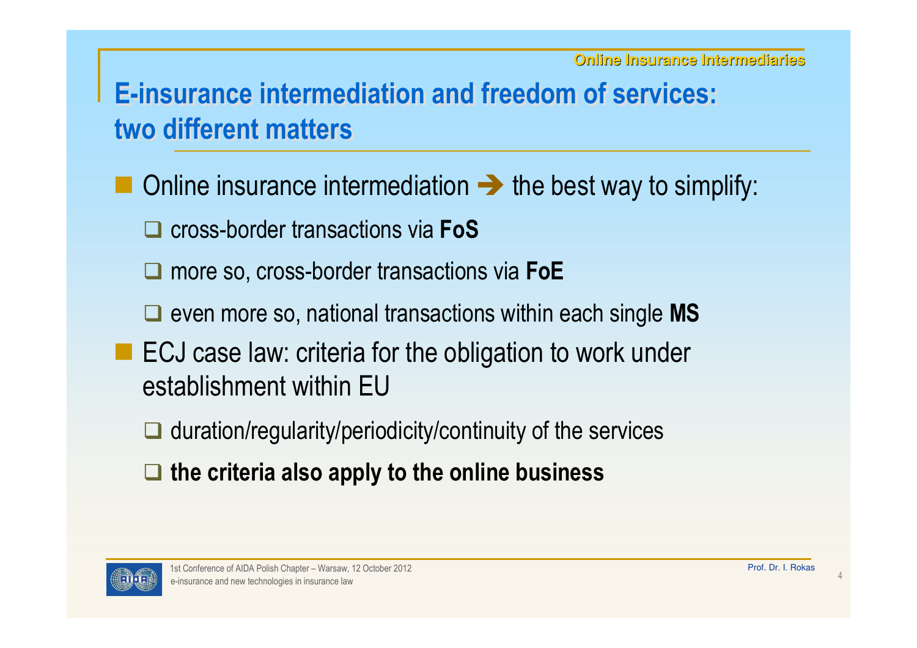## E-insurance intermediation and freedom of services: two different matters

- Online insurance intermediation ➔ the best way to simplify:
  - cross-border transactions via **FoS**
  - more so, cross-border transactions via **FoE**
  - even more so, national transactions within each single **MS**
- ECJ case law: criteria for the obligation to work under establishment within EU
  - duration/regularity/periodicity/continuity of the services
  - **the criteria also apply to the online business**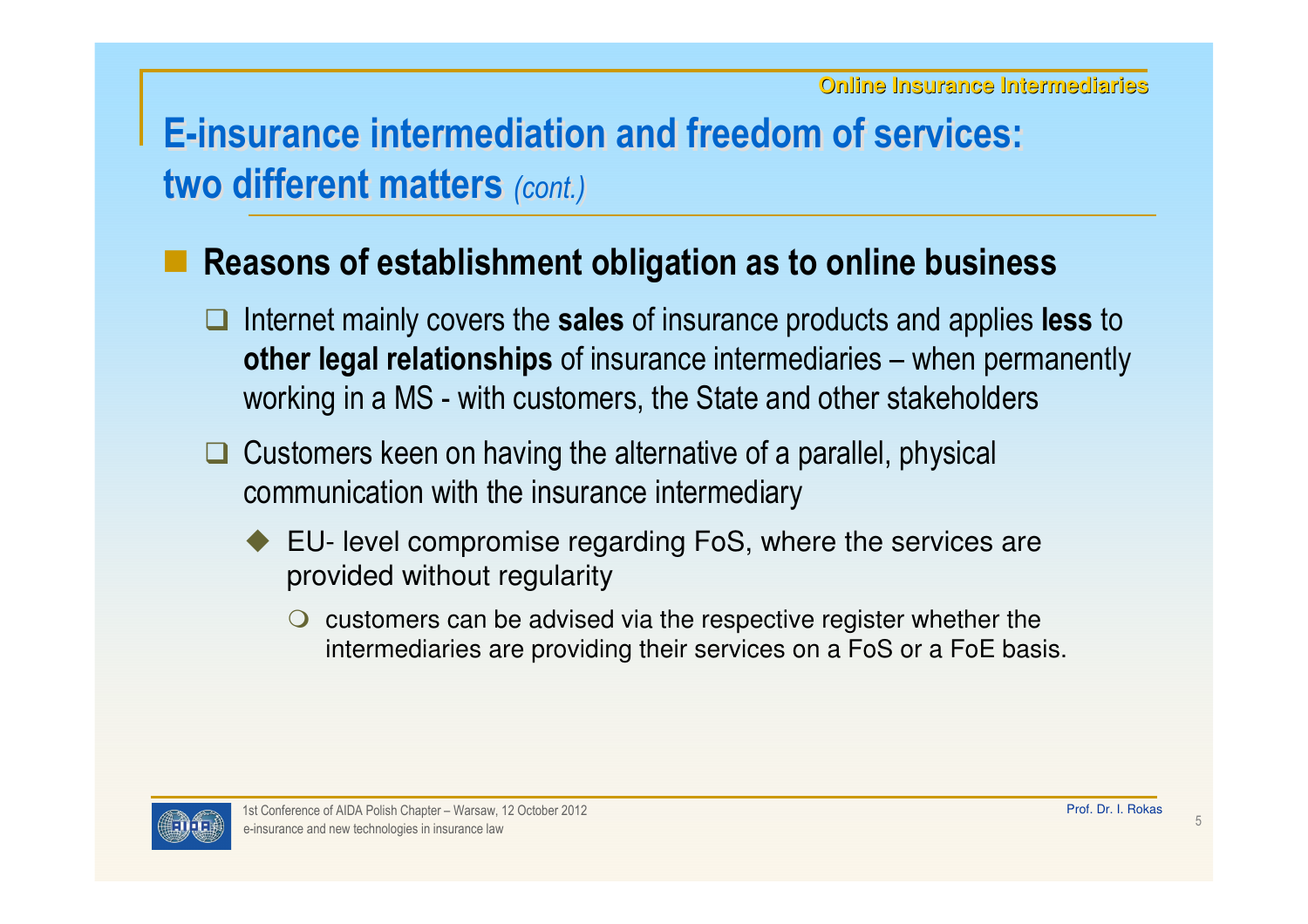# E-insurance intermediation and freedom of services: two different matters *(cont.)*

- **Reasons of establishment obligation as to online business**
  - Internet mainly covers the **sales** of insurance products and applies **less** to **other legal relationships** of insurance intermediaries – when permanently working in a MS - with customers, the State and other stakeholders
  - Customers keen on having the alternative of a parallel, physical communication with the insurance intermediary
    - EU- level compromise regarding FoS, where the services are provided without regularity
      - customers can be advised via the respective register whether the intermediaries are providing their services on a FoS or a FoE basis.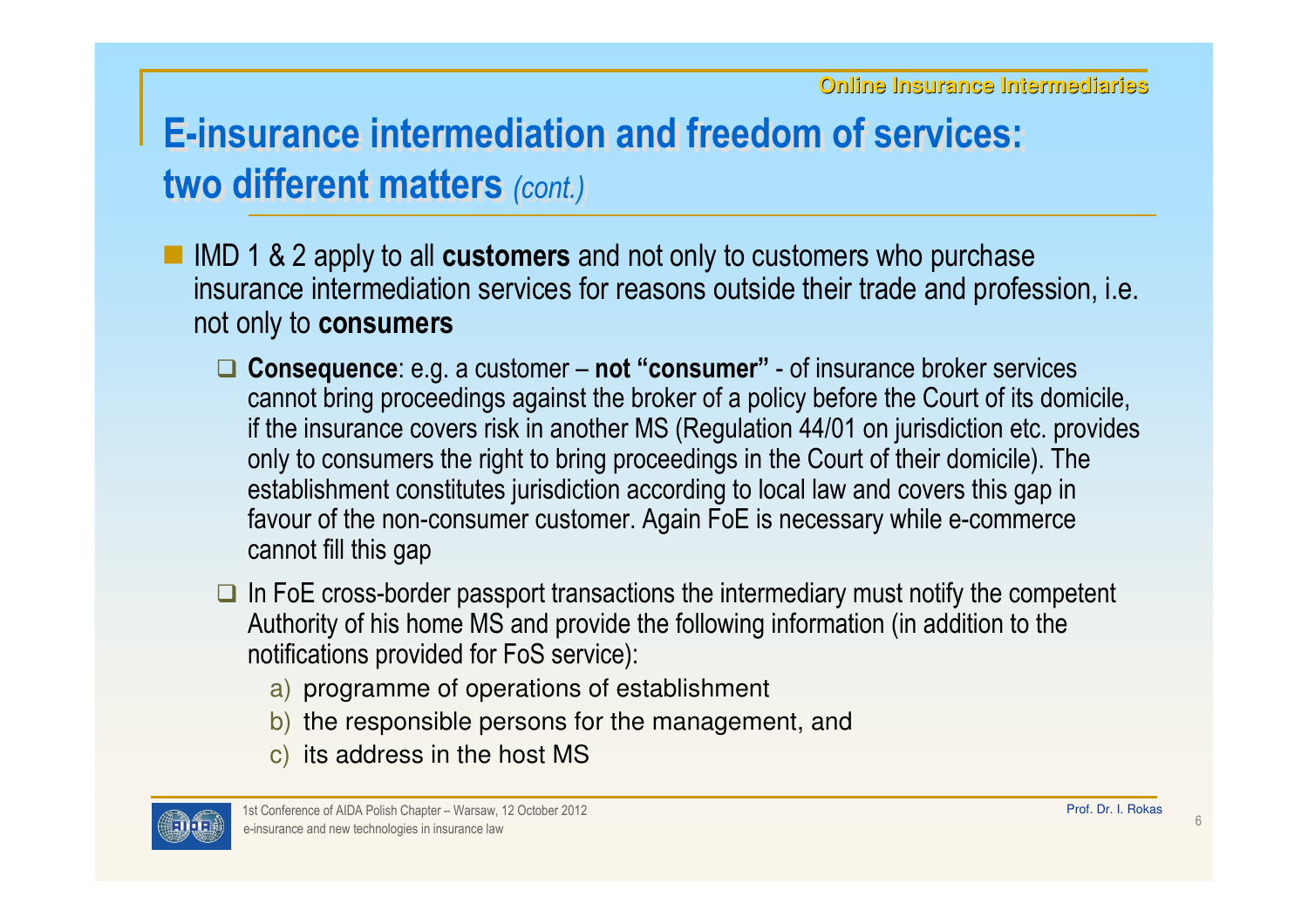## E-insurance intermediation and freedom of services: two different matters *(cont.)*

- IMD 1 & 2 apply to all **customers** and not only to customers who purchase insurance intermediation services for reasons outside their trade and profession, i.e. not only to **consumers**
  - **Consequence**: e.g. a customer – **not "consumer"** - of insurance broker services cannot bring proceedings against the broker of a policy before the Court of its domicile, if the insurance covers risk in another MS (Regulation 44/01 on jurisdiction etc. provides only to consumers the right to bring proceedings in the Court of their domicile). The establishment constitutes jurisdiction according to local law and covers this gap in favour of the non-consumer customer. Again FoE is necessary while e-commerce cannot fill this gap
  - In FoE cross-border passport transactions the intermediary must notify the competent Authority of his home MS and provide the following information (in addition to the notifications provided for FoS service):
    a) programme of operations of establishment
    b) the responsible persons for the management, and
    c) its address in the host MS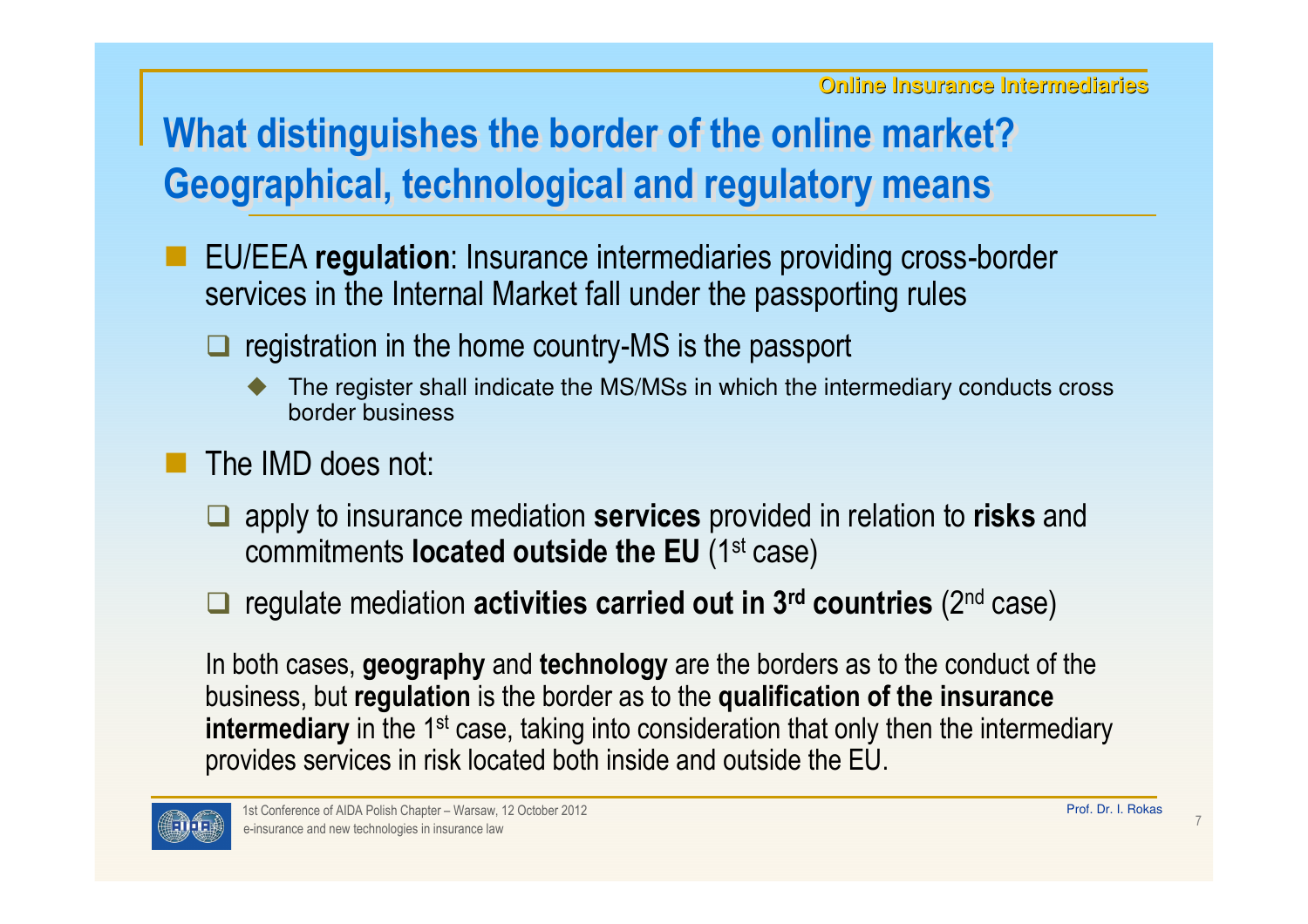## What distinguishes the border of the online market? Geographical, technological and regulatory means

- EU/EEA **regulation**: Insurance intermediaries providing cross-border services in the Internal Market fall under the passporting rules
  - registration in the home country-MS is the passport
    - The register shall indicate the MS/MSs in which the intermediary conducts cross border business
- The IMD does not:
  - apply to insurance mediation **services** provided in relation to **risks** and commitments **located outside the EU** (1st case)
  - regulate mediation **activities carried out in 3rd countries** (2nd case)

In both cases, **geography** and **technology** are the borders as to the conduct of the business, but **regulation** is the border as to the **qualification of the insurance intermediary** in the 1st case, taking into consideration that only then the intermediary provides services in risk located both inside and outside the EU.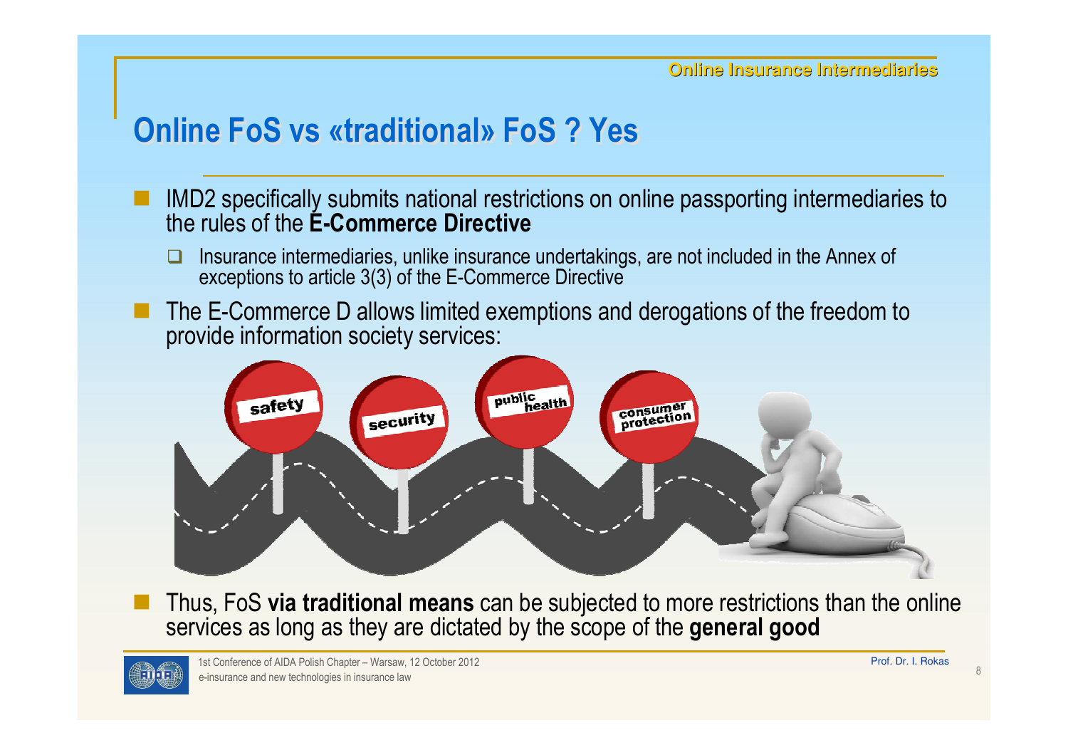## Online FoS vs «traditional» FoS ? Yes

- IMD2 specifically submits national restrictions on online passporting intermediaries to the rules of the **E-Commerce Directive**
  - Insurance intermediaries, unlike insurance undertakings, are not included in the Annex of exceptions to article 3(3) of the E-Commerce Directive
- The E-Commerce D allows limited exemptions and derogations of the freedom to provide information society services:

safety · security · public health · consumer protection

- Thus, FoS **via traditional means** can be subjected to more restrictions than the online services as long as they are dictated by the scope of the **general good**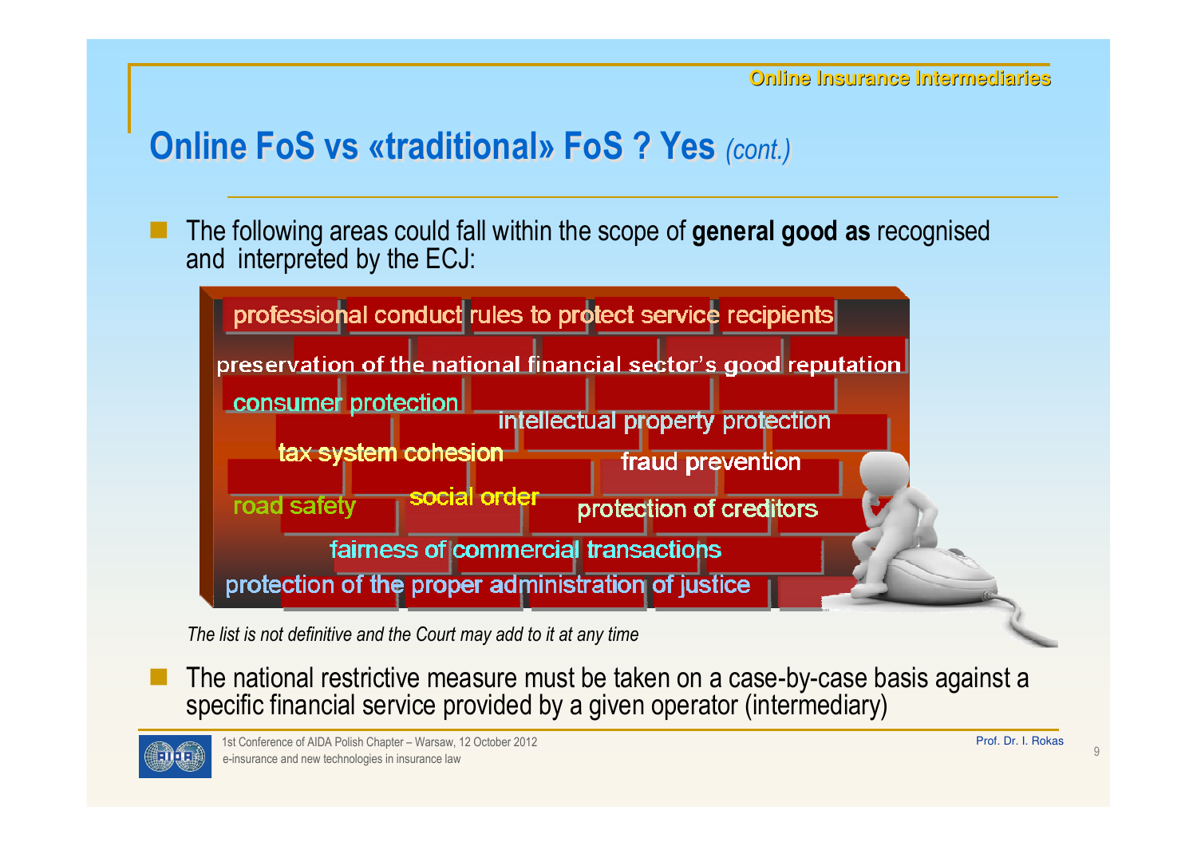# Online FoS vs «traditional» FoS ? Yes *(cont.)*

- The following areas could fall within the scope of **general good as** recognised and interpreted by the ECJ:

  - professional conduct rules to protect service recipients
  - preservation of the national financial sector's good reputation
  - consumer protection
  - intellectual property protection
  - tax system cohesion
  - fraud prevention
  - road safety
  - social order
  - protection of creditors
  - fairness of commercial transactions
  - protection of the proper administration of justice

  *The list is not definitive and the Court may add to it at any time*

- The national restrictive measure must be taken on a case-by-case basis against a specific financial service provided by a given operator (intermediary)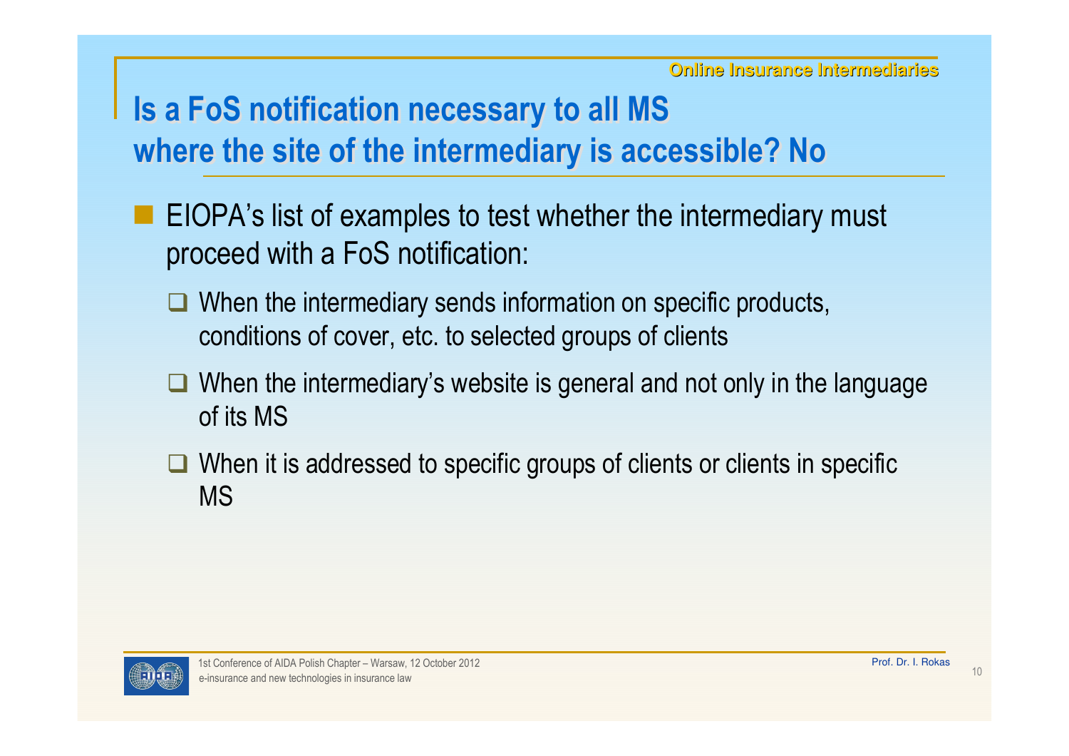# Is a FoS notification necessary to all MS where the site of the intermediary is accessible? No

- EIOPA's list of examples to test whether the intermediary must proceed with a FoS notification:
  - When the intermediary sends information on specific products, conditions of cover, etc. to selected groups of clients
  - When the intermediary's website is general and not only in the language of its MS
  - When it is addressed to specific groups of clients or clients in specific MS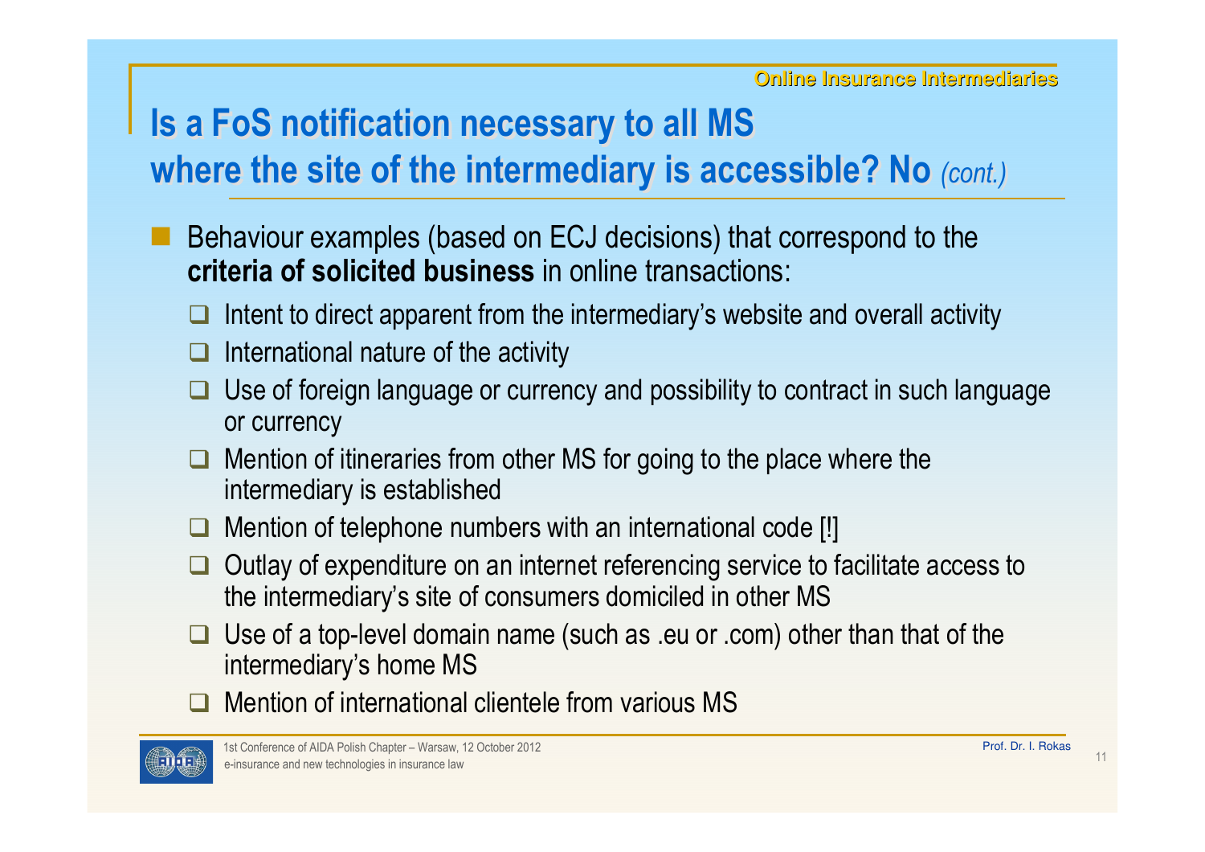## Is a FoS notification necessary to all MS where the site of the intermediary is accessible? No *(cont.)*

- Behaviour examples (based on ECJ decisions) that correspond to the **criteria of solicited business** in online transactions:
  - Intent to direct apparent from the intermediary's website and overall activity
  - International nature of the activity
  - Use of foreign language or currency and possibility to contract in such language or currency
  - Mention of itineraries from other MS for going to the place where the intermediary is established
  - Mention of telephone numbers with an international code [!]
  - Outlay of expenditure on an internet referencing service to facilitate access to the intermediary's site of consumers domiciled in other MS
  - Use of a top-level domain name (such as .eu or .com) other than that of the intermediary's home MS
  - Mention of international clientele from various MS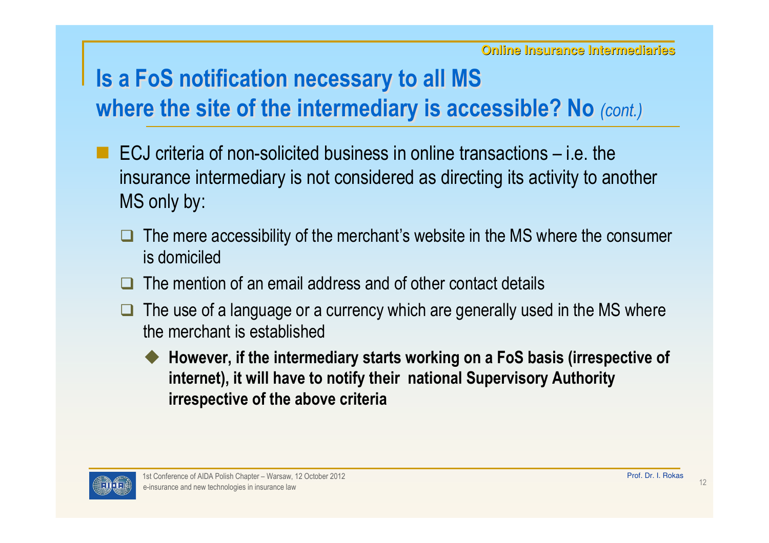# Is a FoS notification necessary to all MS where the site of the intermediary is accessible? No *(cont.)*

- ECJ criteria of non-solicited business in online transactions – i.e. the insurance intermediary is not considered as directing its activity to another MS only by:
  - The mere accessibility of the merchant's website in the MS where the consumer is domiciled
  - The mention of an email address and of other contact details
  - The use of a language or a currency which are generally used in the MS where the merchant is established
    - **However, if the intermediary starts working on a FoS basis (irrespective of internet), it will have to notify their national Supervisory Authority irrespective of the above criteria**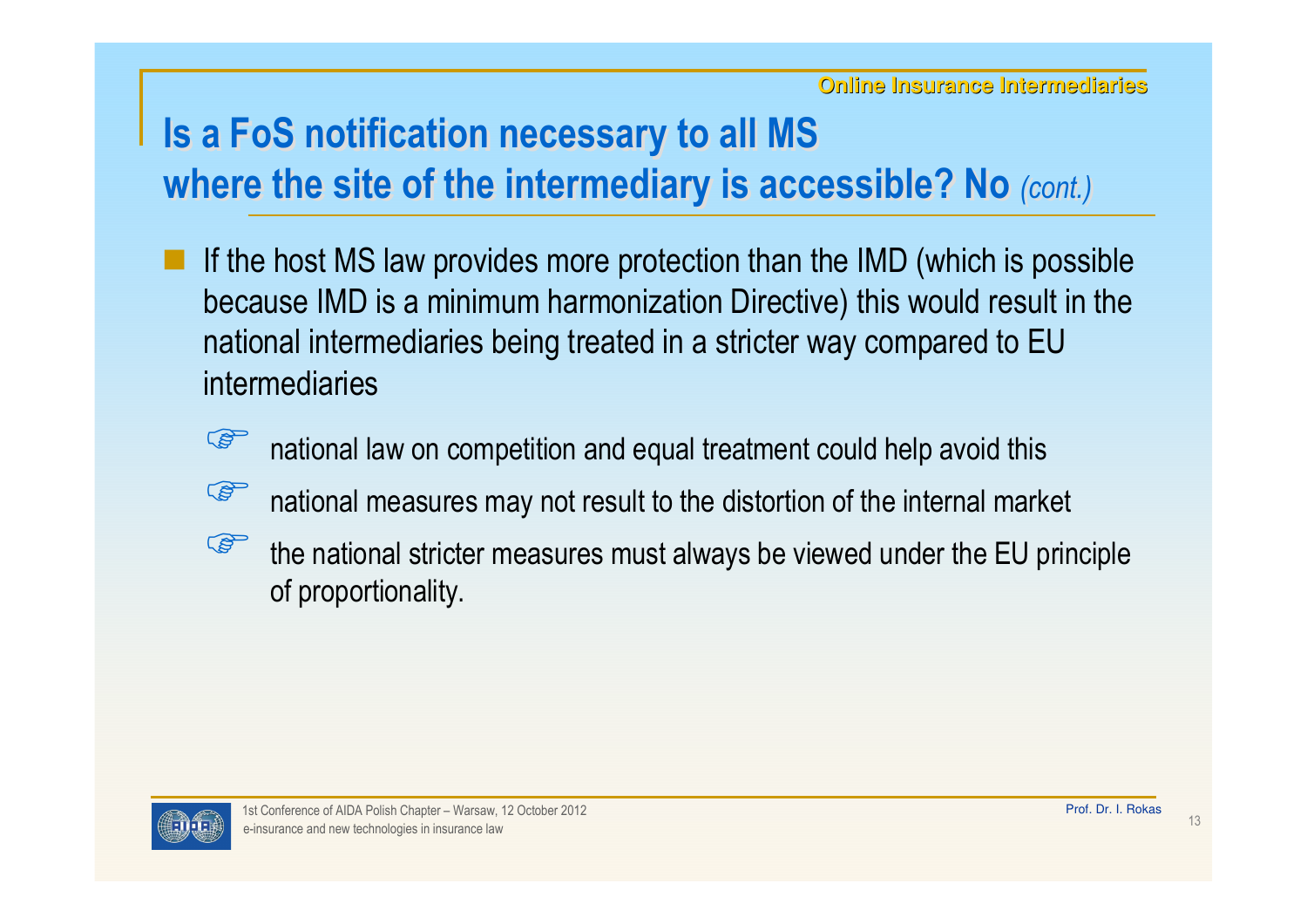# Is a FoS notification necessary to all MS where the site of the intermediary is accessible? No *(cont.)*

- If the host MS law provides more protection than the IMD (which is possible because IMD is a minimum harmonization Directive) this would result in the national intermediaries being treated in a stricter way compared to EU intermediaries
  - national law on competition and equal treatment could help avoid this
  - national measures may not result to the distortion of the internal market
  - the national stricter measures must always be viewed under the EU principle of proportionality.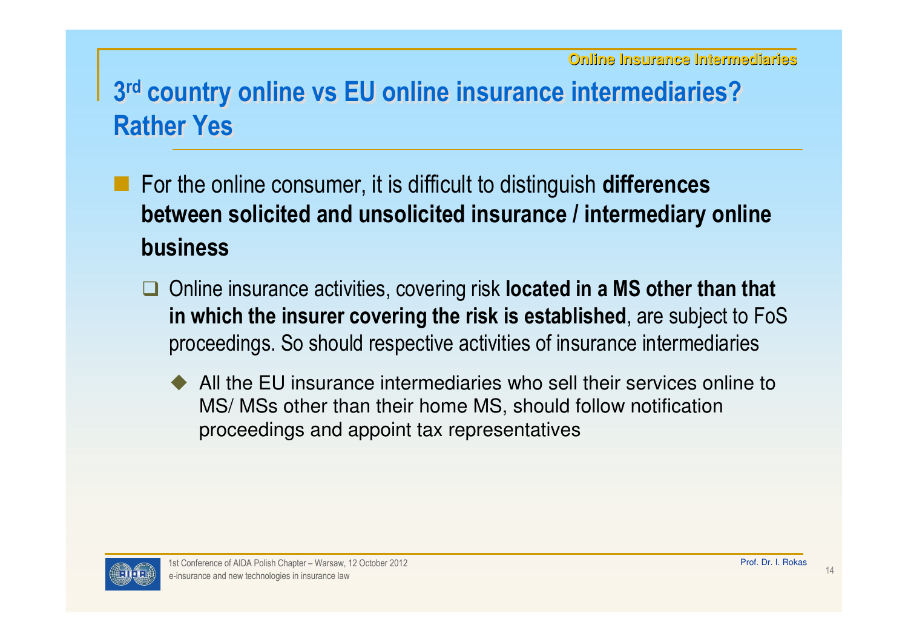# 3rd country online vs EU online insurance intermediaries? Rather Yes

- For the online consumer, it is difficult to distinguish **differences between solicited and unsolicited insurance / intermediary online business**
  - Online insurance activities, covering risk **located in a MS other than that in which the insurer covering the risk is established**, are subject to FoS proceedings. So should respective activities of insurance intermediaries
    - All the EU insurance intermediaries who sell their services online to MS/ MSs other than their home MS, should follow notification proceedings and appoint tax representatives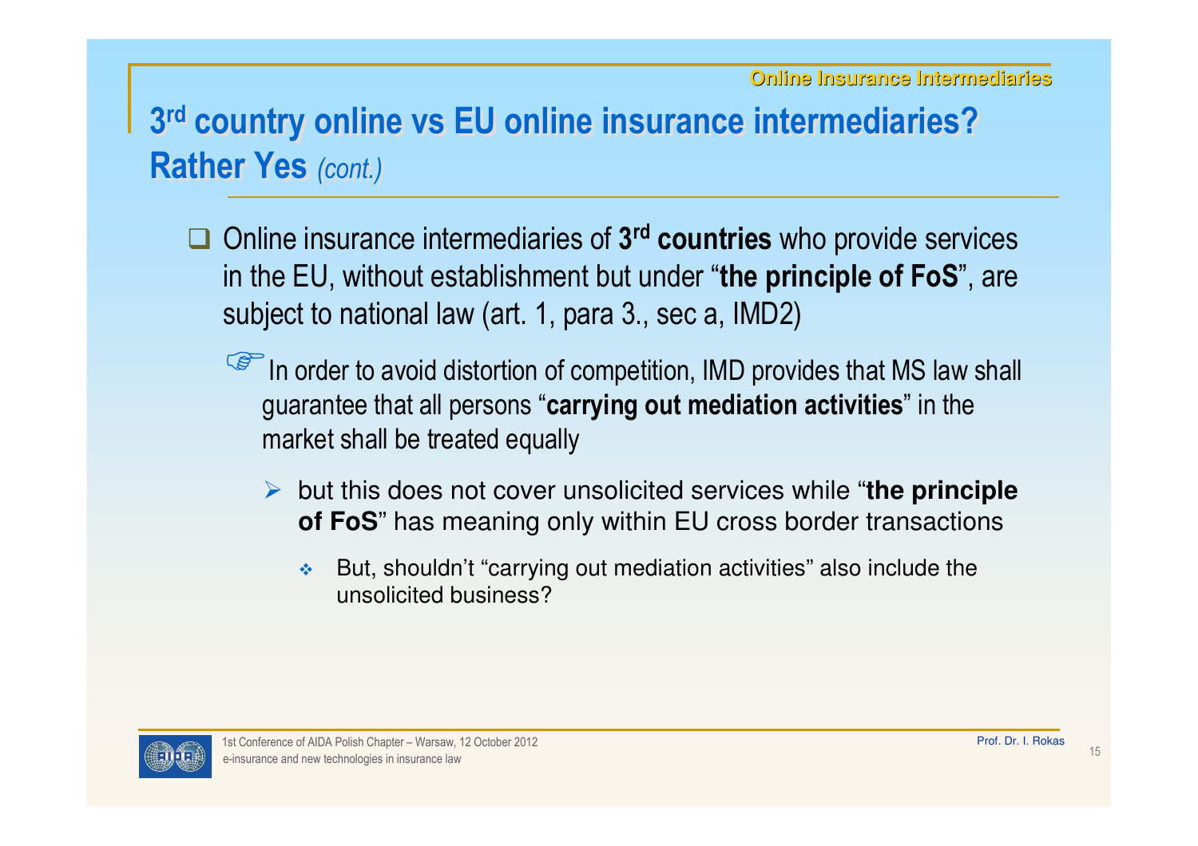## 3rd country online vs EU online insurance intermediaries? Rather Yes *(cont.)*

- Online insurance intermediaries of **3rd countries** who provide services in the EU, without establishment but under "**the principle of FoS**", are subject to national law (art. 1, para 3., sec a, IMD2)
  - ☞ In order to avoid distortion of competition, IMD provides that MS law shall guarantee that all persons "**carrying out mediation activities**" in the market shall be treated equally
    - but this does not cover unsolicited services while "**the principle of FoS**" has meaning only within EU cross border transactions
      - But, shouldn't "carrying out mediation activities" also include the unsolicited business?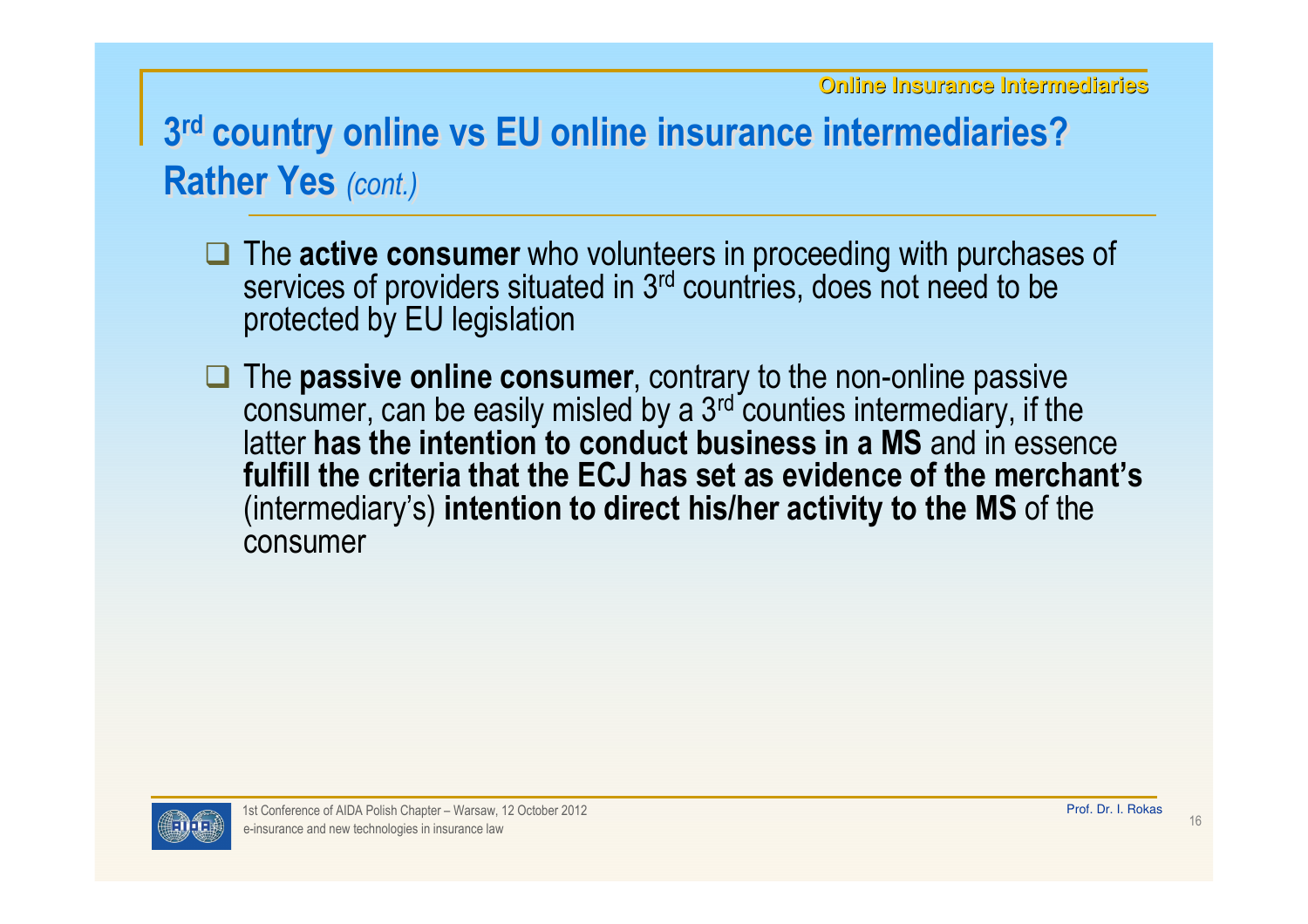## 3rd country online vs EU online insurance intermediaries? Rather Yes *(cont.)*

- The **active consumer** who volunteers in proceeding with purchases of services of providers situated in 3rd countries, does not need to be protected by EU legislation
- The **passive online consumer**, contrary to the non-online passive consumer, can be easily misled by a 3rd counties intermediary, if the latter **has the intention to conduct business in a MS** and in essence **fulfill the criteria that the ECJ has set as evidence of the merchant's** (intermediary's) **intention to direct his/her activity to the MS** of the consumer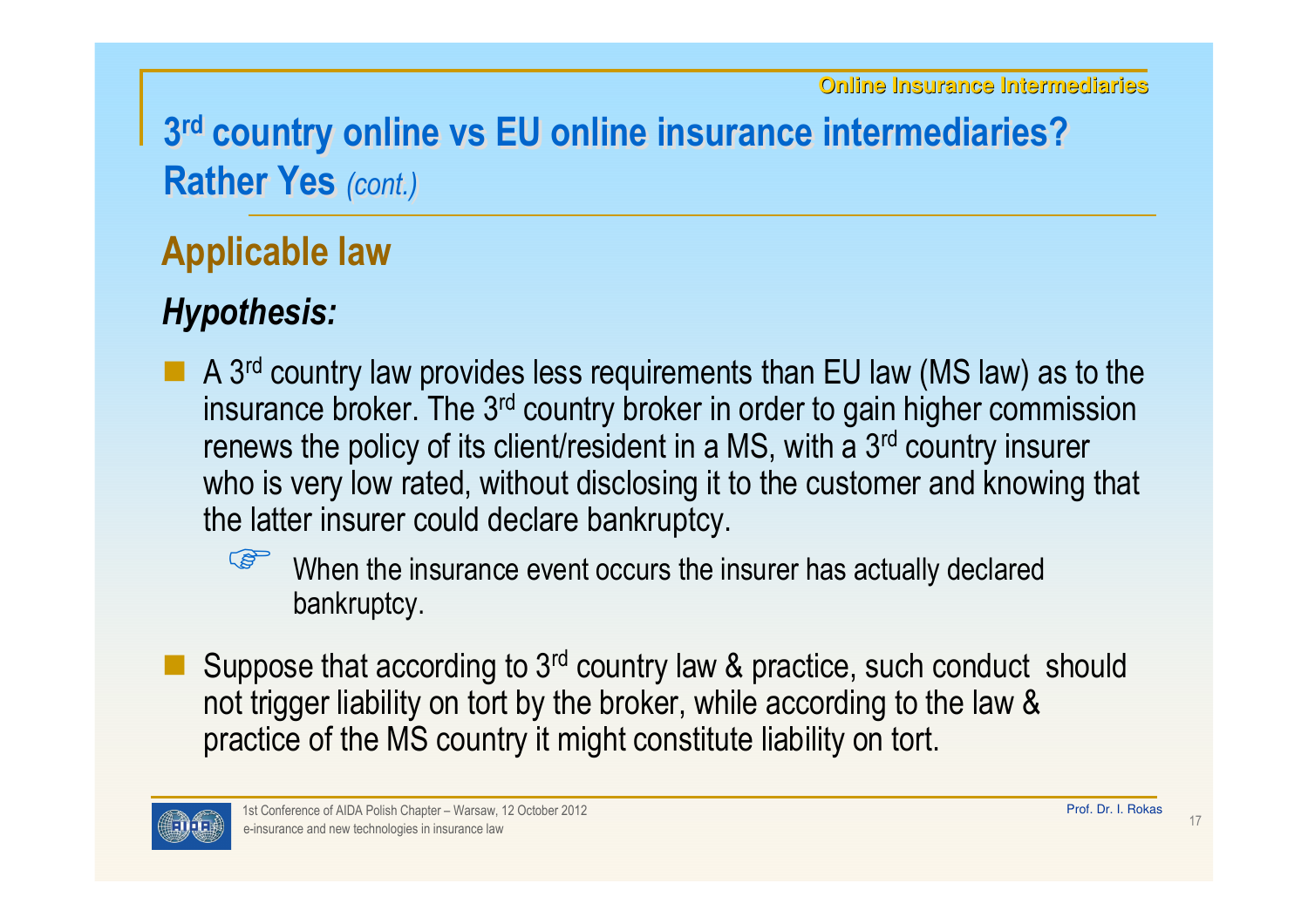# 3rd country online vs EU online insurance intermediaries? Rather Yes *(cont.)*

## Applicable law

### *Hypothesis:*

- A 3rd country law provides less requirements than EU law (MS law) as to the insurance broker. The 3rd country broker in order to gain higher commission renews the policy of its client/resident in a MS, with a 3rd country insurer who is very low rated, without disclosing it to the customer and knowing that the latter insurer could declare bankruptcy.
  - ☞ When the insurance event occurs the insurer has actually declared bankruptcy.
- Suppose that according to 3rd country law & practice, such conduct should not trigger liability on tort by the broker, while according to the law & practice of the MS country it might constitute liability on tort.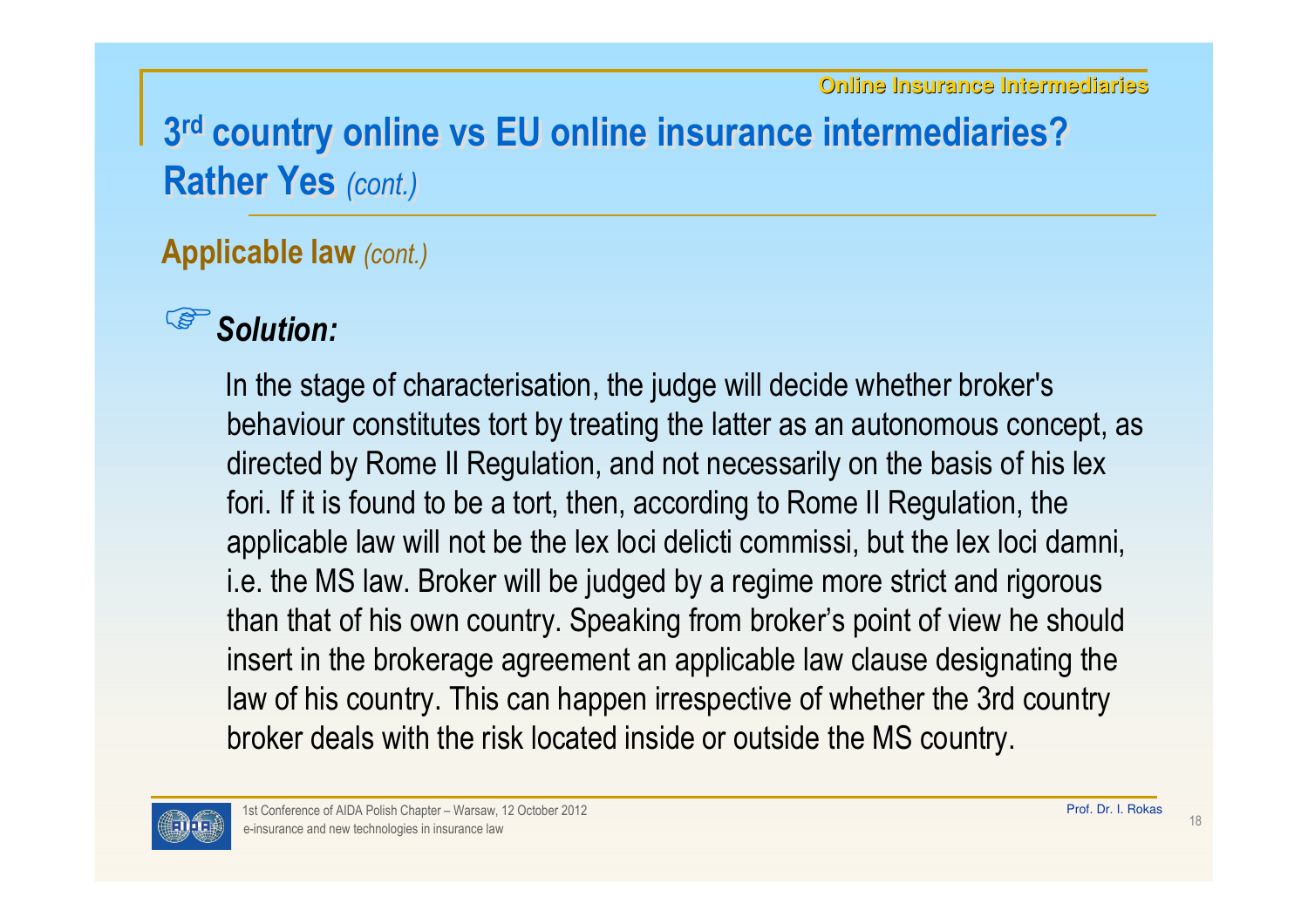# 3rd country online vs EU online insurance intermediaries? Rather Yes *(cont.)*

## Applicable law *(cont.)*

☞ ***Solution:***

In the stage of characterisation, the judge will decide whether broker's behaviour constitutes tort by treating the latter as an autonomous concept, as directed by Rome II Regulation, and not necessarily on the basis of his lex fori. If it is found to be a tort, then, according to Rome II Regulation, the applicable law will not be the lex loci delicti commissi, but the lex loci damni, i.e. the MS law. Broker will be judged by a regime more strict and rigorous than that of his own country. Speaking from broker's point of view he should insert in the brokerage agreement an applicable law clause designating the law of his country. This can happen irrespective of whether the 3rd country broker deals with the risk located inside or outside the MS country.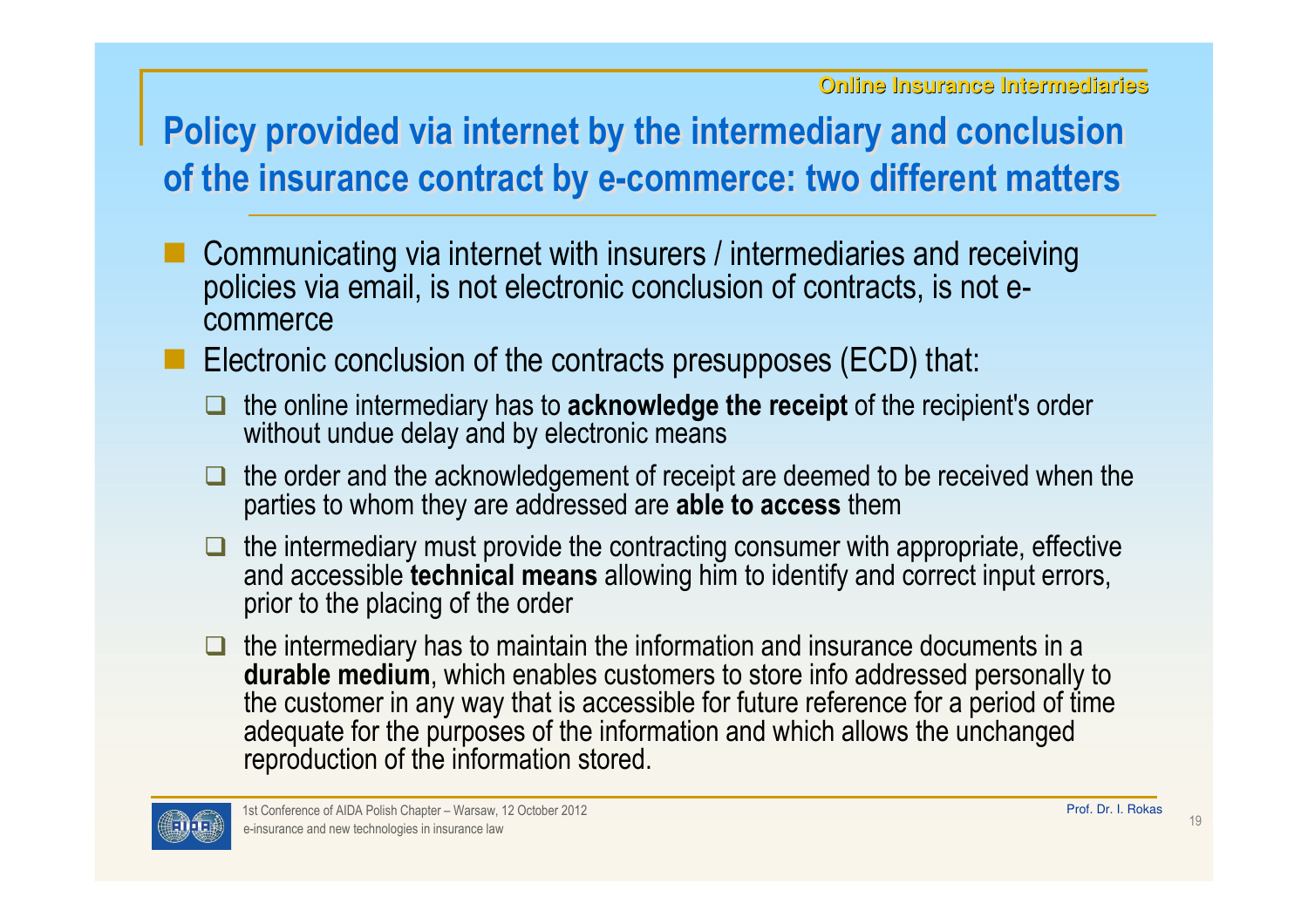## Policy provided via internet by the intermediary and conclusion of the insurance contract by e-commerce: two different matters

- Communicating via internet with insurers / intermediaries and receiving policies via email, is not electronic conclusion of contracts, is not e-commerce
- Electronic conclusion of the contracts presupposes (ECD) that:
  - the online intermediary has to **acknowledge the receipt** of the recipient's order without undue delay and by electronic means
  - the order and the acknowledgement of receipt are deemed to be received when the parties to whom they are addressed are **able to access** them
  - the intermediary must provide the contracting consumer with appropriate, effective and accessible **technical means** allowing him to identify and correct input errors, prior to the placing of the order
  - the intermediary has to maintain the information and insurance documents in a **durable medium**, which enables customers to store info addressed personally to the customer in any way that is accessible for future reference for a period of time adequate for the purposes of the information and which allows the unchanged reproduction of the information stored.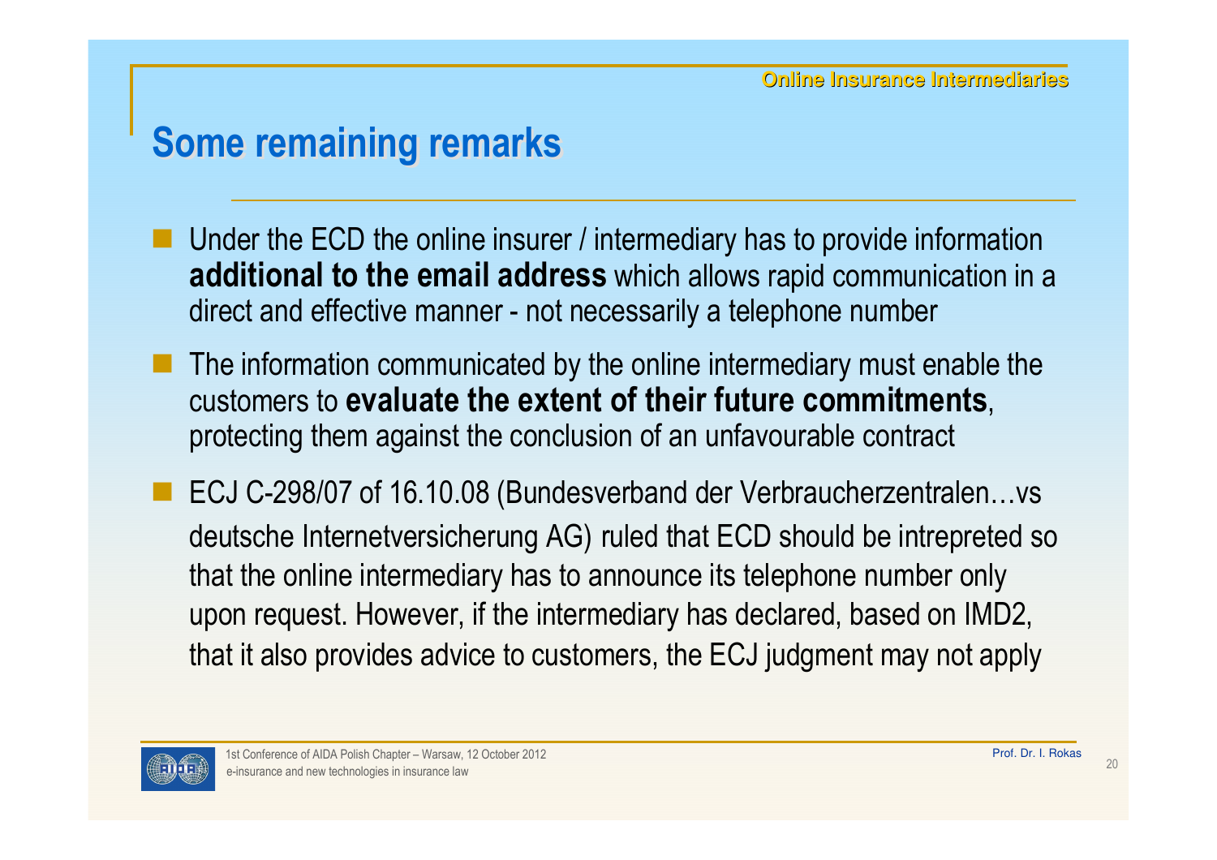## Some remaining remarks

- Under the ECD the online insurer / intermediary has to provide information **additional to the email address** which allows rapid communication in a direct and effective manner - not necessarily a telephone number
- The information communicated by the online intermediary must enable the customers to **evaluate the extent of their future commitments**, protecting them against the conclusion of an unfavourable contract
- ECJ C-298/07 of 16.10.08 (Bundesverband der Verbraucherzentralen…vs deutsche Internetversicherung AG) ruled that ECD should be intrepreted so that the online intermediary has to announce its telephone number only upon request. However, if the intermediary has declared, based on IMD2, that it also provides advice to customers, the ECJ judgment may not apply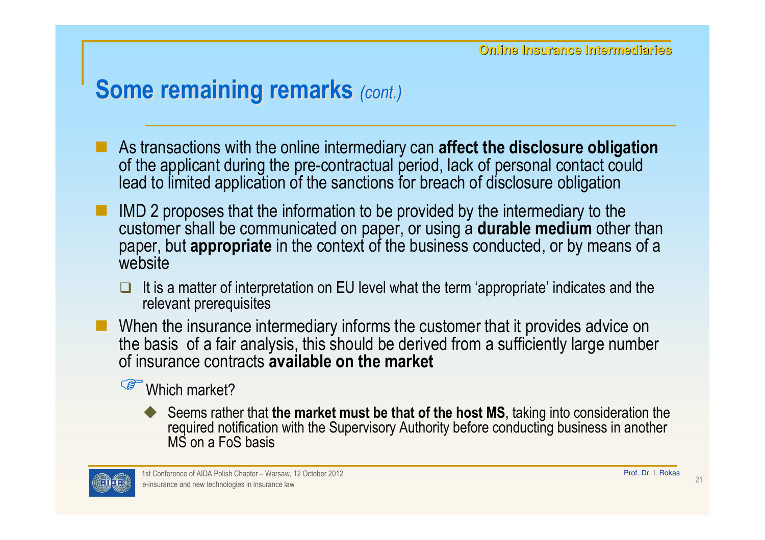# Some remaining remarks *(cont.)*

- As transactions with the online intermediary can **affect the disclosure obligation** of the applicant during the pre-contractual period, lack of personal contact could lead to limited application of the sanctions for breach of disclosure obligation
- IMD 2 proposes that the information to be provided by the intermediary to the customer shall be communicated on paper, or using a **durable medium** other than paper, but **appropriate** in the context of the business conducted, or by means of a website
  - It is a matter of interpretation on EU level what the term 'appropriate' indicates and the relevant prerequisites
- When the insurance intermediary informs the customer that it provides advice on the basis of a fair analysis, this should be derived from a sufficiently large number of insurance contracts **available on the market**

  ☞ Which market?

  - Seems rather that **the market must be that of the host MS**, taking into consideration the required notification with the Supervisory Authority before conducting business in another MS on a FoS basis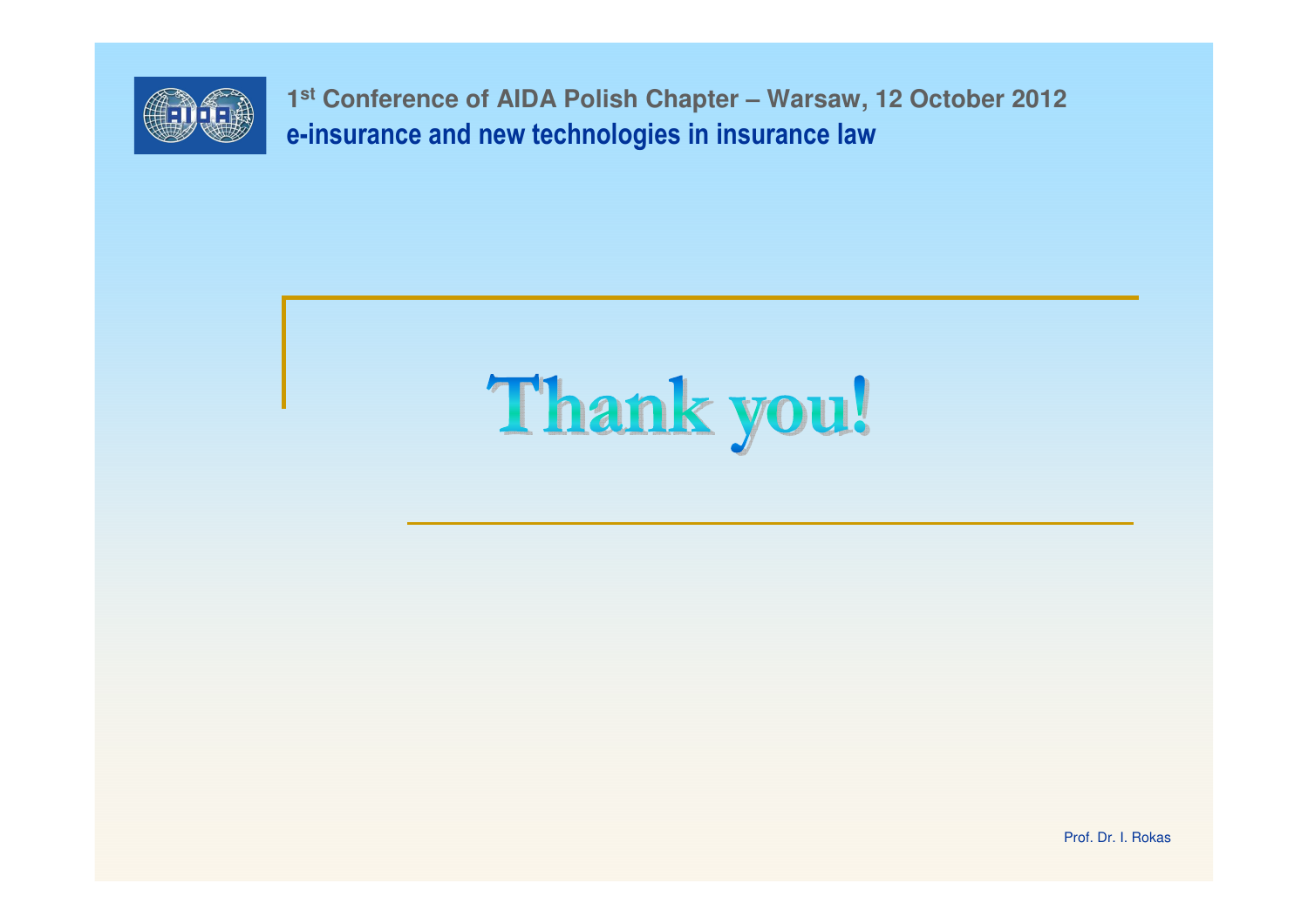# Thank you!